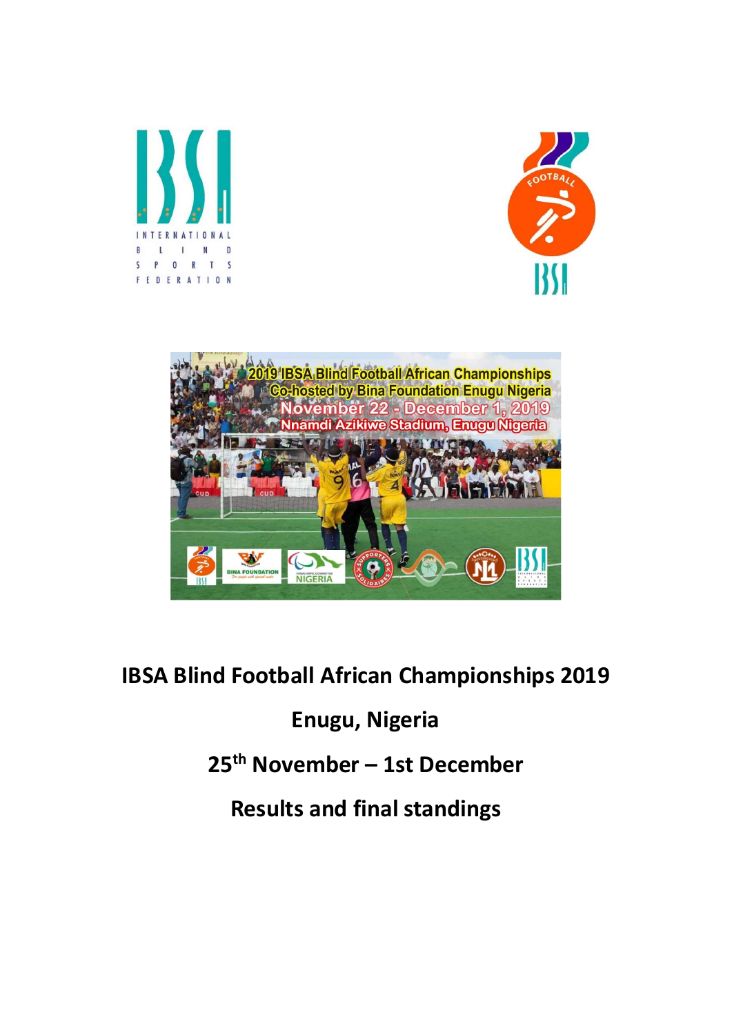# IBSA Blind Football African Championships 2019

## Enugu, Nigeria

## 25th November – 1st December

## Results and final standings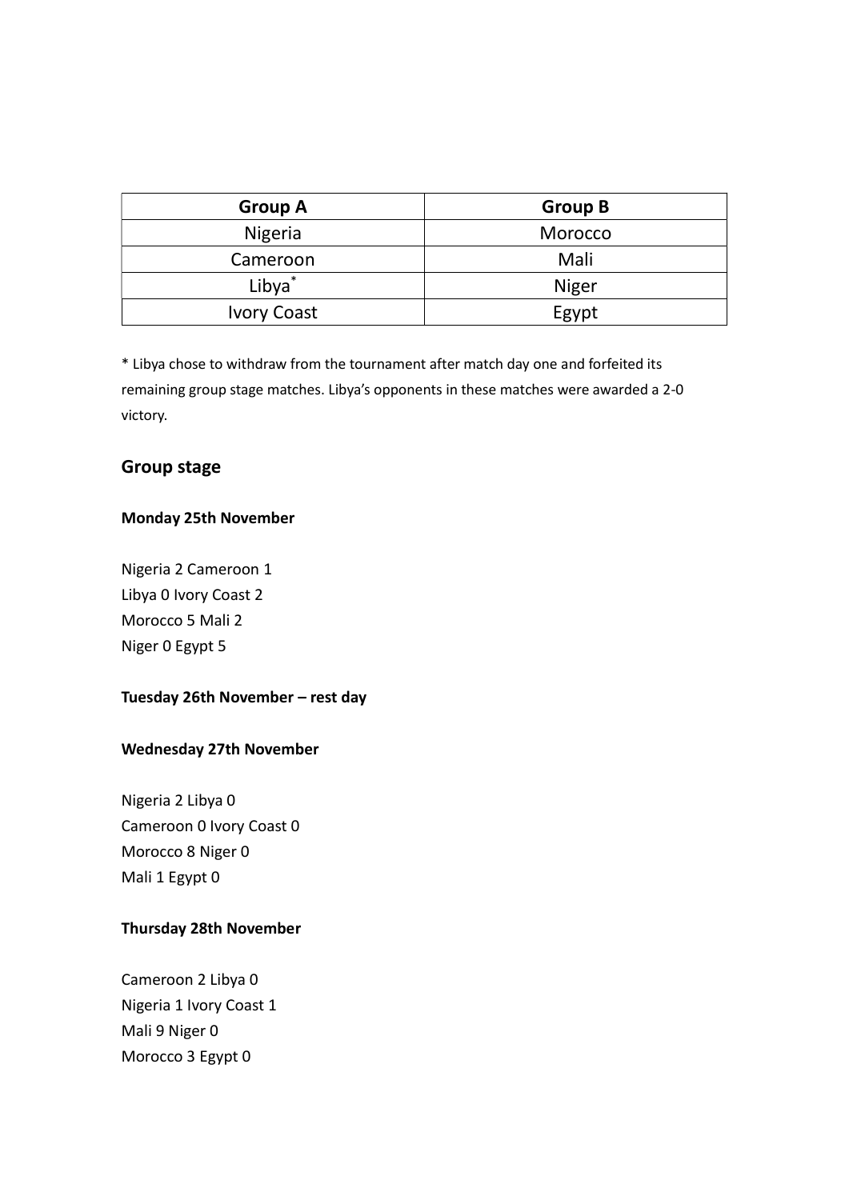| Group A | Group B |
| --- | --- |
| Nigeria | Morocco |
| Cameroon | Mali |
| Libya* | Niger |
| Ivory Coast | Egypt |

* Libya chose to withdraw from the tournament after match day one and forfeited its remaining group stage matches. Libya's opponents in these matches were awarded a 2-0 victory.

## Group stage

**Monday 25th November**

Nigeria 2 Cameroon 1
Libya 0 Ivory Coast 2
Morocco 5 Mali 2
Niger 0 Egypt 5

**Tuesday 26th November – rest day**

**Wednesday 27th November**

Nigeria 2 Libya 0
Cameroon 0 Ivory Coast 0
Morocco 8 Niger 0
Mali 1 Egypt 0

**Thursday 28th November**

Cameroon 2 Libya 0
Nigeria 1 Ivory Coast 1
Mali 9 Niger 0
Morocco 3 Egypt 0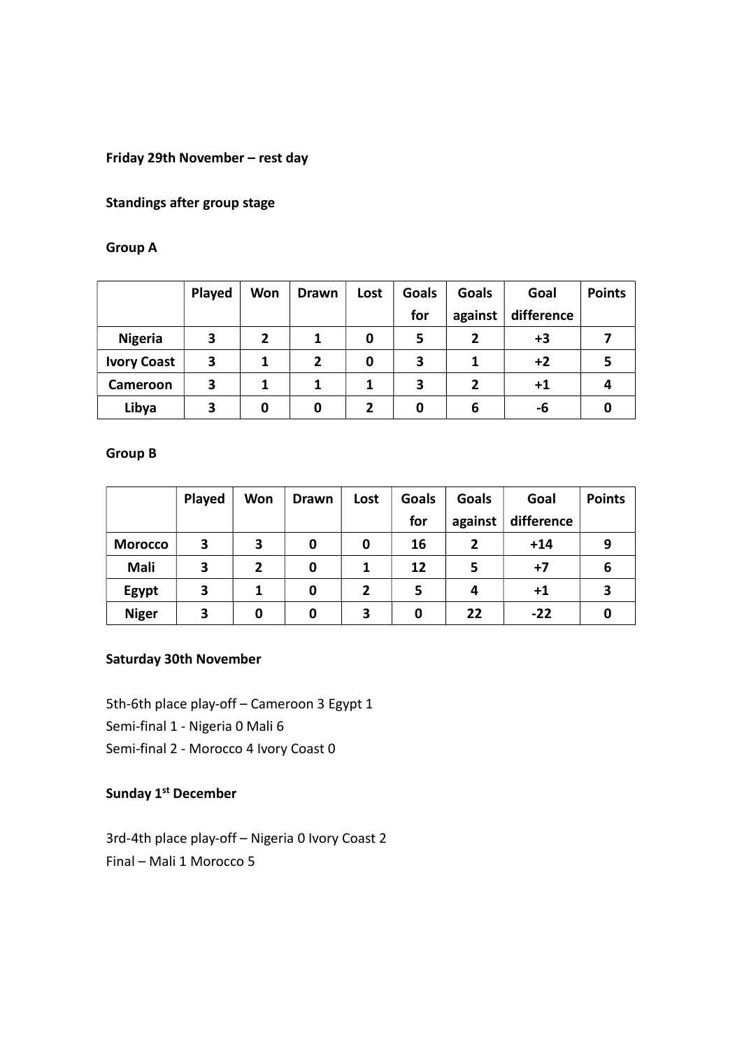**Friday 29th November – rest day**

**Standings after group stage**

**Group A**

| | Played | Won | Drawn | Lost | Goals for | Goals against | Goal difference | Points |
|---|---|---|---|---|---|---|---|---|
| **Nigeria** | **3** | **2** | **1** | **0** | **5** | **2** | **+3** | **7** |
| **Ivory Coast** | **3** | **1** | **2** | **0** | **3** | **1** | **+2** | **5** |
| **Cameroon** | **3** | **1** | **1** | **1** | **3** | **2** | **+1** | **4** |
| **Libya** | **3** | **0** | **0** | **2** | **0** | **6** | **-6** | **0** |

**Group B**

| | Played | Won | Drawn | Lost | Goals for | Goals against | Goal difference | Points |
|---|---|---|---|---|---|---|---|---|
| **Morocco** | **3** | **3** | **0** | **0** | **16** | **2** | **+14** | **9** |
| **Mali** | **3** | **2** | **0** | **1** | **12** | **5** | **+7** | **6** |
| **Egypt** | **3** | **1** | **0** | **2** | **5** | **4** | **+1** | **3** |
| **Niger** | **3** | **0** | **0** | **3** | **0** | **22** | **-22** | **0** |

**Saturday 30th November**

5th-6th place play-off – Cameroon 3 Egypt 1
Semi-final 1 - Nigeria 0 Mali 6
Semi-final 2 - Morocco 4 Ivory Coast 0

**Sunday 1st December**

3rd-4th place play-off – Nigeria 0 Ivory Coast 2
Final – Mali 1 Morocco 5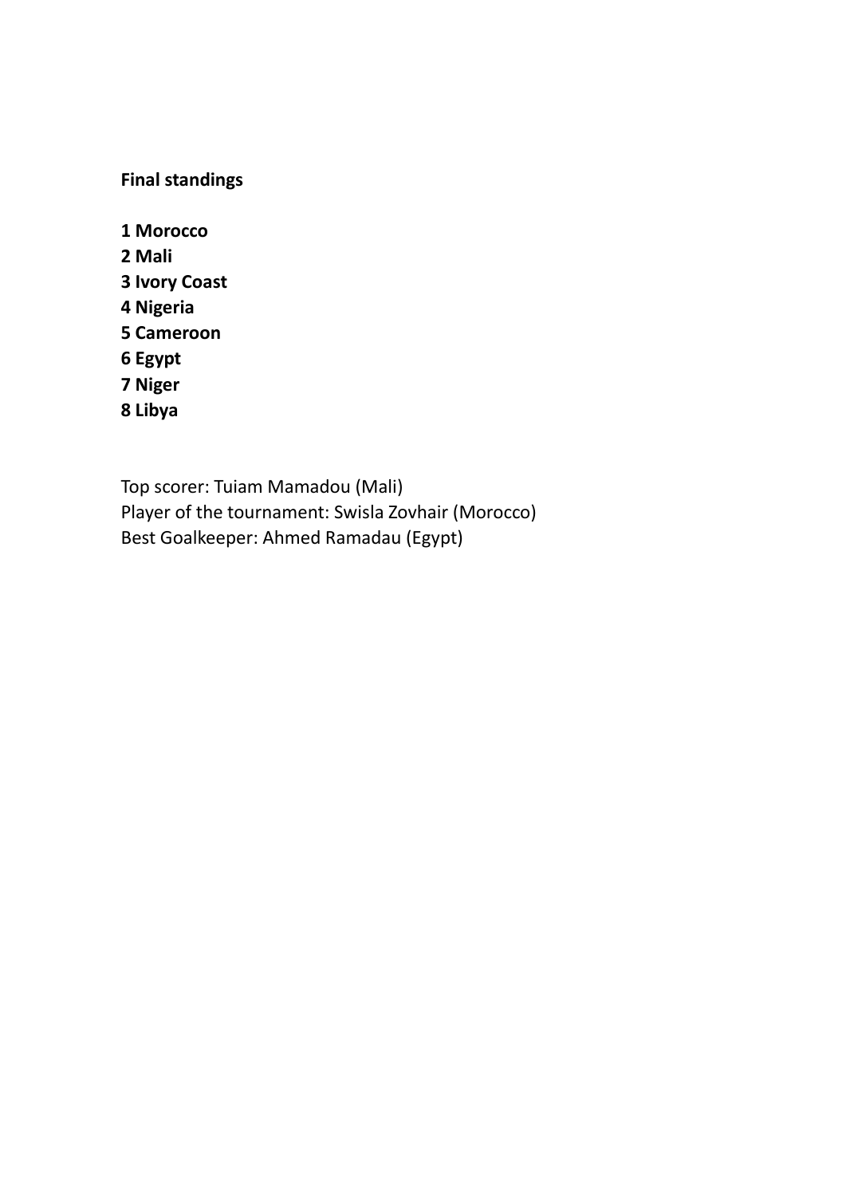**Final standings**

**1 Morocco**
**2 Mali**
**3 Ivory Coast**
**4 Nigeria**
**5 Cameroon**
**6 Egypt**
**7 Niger**
**8 Libya**

Top scorer: Tuiam Mamadou (Mali)
Player of the tournament: Swisla Zovhair (Morocco)
Best Goalkeeper: Ahmed Ramadau (Egypt)